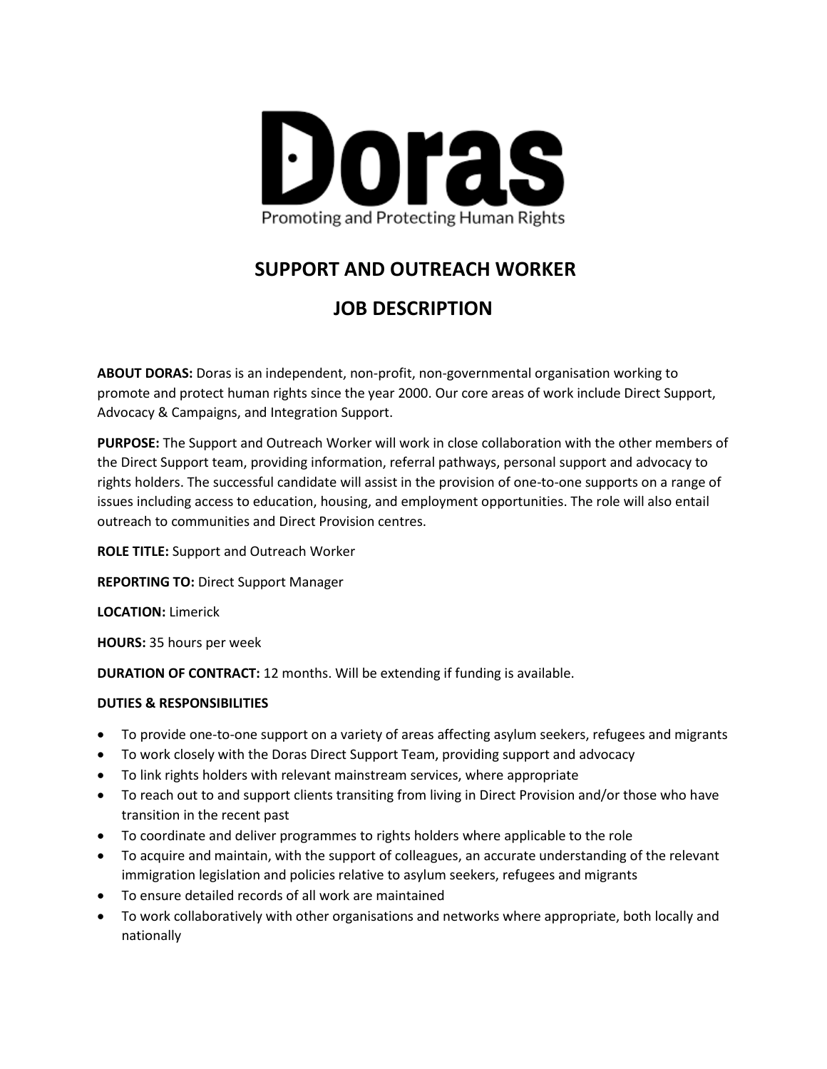# Doras

Promoting and Protecting Human Rights

## SUPPORT AND OUTREACH WORKER

## JOB DESCRIPTION

**ABOUT DORAS:** Doras is an independent, non-profit, non-governmental organisation working to promote and protect human rights since the year 2000. Our core areas of work include Direct Support, Advocacy & Campaigns, and Integration Support.

**PURPOSE:** The Support and Outreach Worker will work in close collaboration with the other members of the Direct Support team, providing information, referral pathways, personal support and advocacy to rights holders. The successful candidate will assist in the provision of one-to-one supports on a range of issues including access to education, housing, and employment opportunities. The role will also entail outreach to communities and Direct Provision centres.

**ROLE TITLE:** Support and Outreach Worker

**REPORTING TO:** Direct Support Manager

**LOCATION:** Limerick

**HOURS:** 35 hours per week

**DURATION OF CONTRACT:** 12 months. Will be extending if funding is available.

**DUTIES & RESPONSIBILITIES**

- To provide one-to-one support on a variety of areas affecting asylum seekers, refugees and migrants
- To work closely with the Doras Direct Support Team, providing support and advocacy
- To link rights holders with relevant mainstream services, where appropriate
- To reach out to and support clients transiting from living in Direct Provision and/or those who have transition in the recent past
- To coordinate and deliver programmes to rights holders where applicable to the role
- To acquire and maintain, with the support of colleagues, an accurate understanding of the relevant immigration legislation and policies relative to asylum seekers, refugees and migrants
- To ensure detailed records of all work are maintained
- To work collaboratively with other organisations and networks where appropriate, both locally and nationally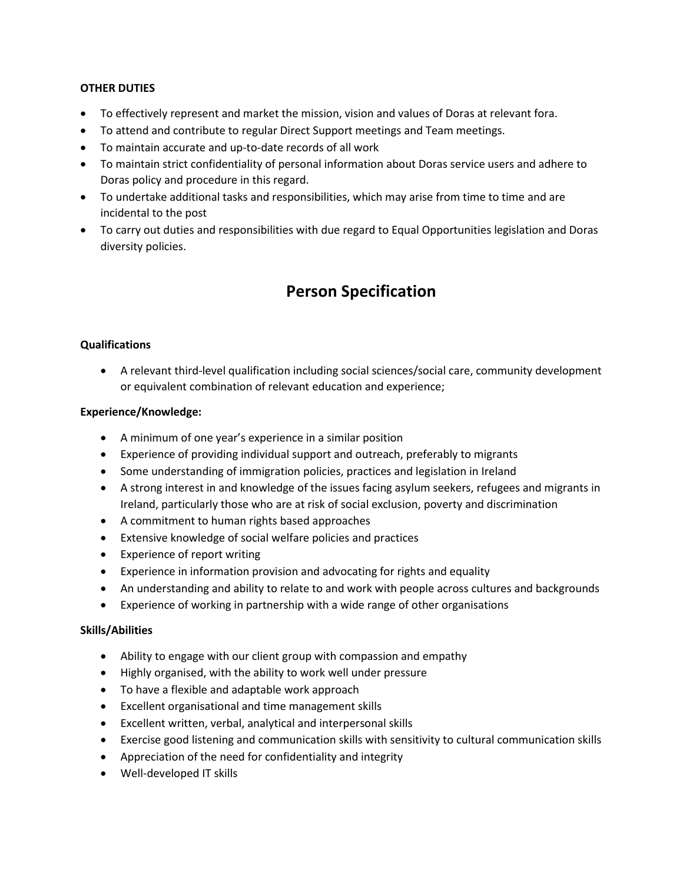**OTHER DUTIES**

- To effectively represent and market the mission, vision and values of Doras at relevant fora.
- To attend and contribute to regular Direct Support meetings and Team meetings.
- To maintain accurate and up-to-date records of all work
- To maintain strict confidentiality of personal information about Doras service users and adhere to Doras policy and procedure in this regard.
- To undertake additional tasks and responsibilities, which may arise from time to time and are incidental to the post
- To carry out duties and responsibilities with due regard to Equal Opportunities legislation and Doras diversity policies.

# Person Specification

**Qualifications**

- A relevant third-level qualification including social sciences/social care, community development or equivalent combination of relevant education and experience;

**Experience/Knowledge:**

- A minimum of one year's experience in a similar position
- Experience of providing individual support and outreach, preferably to migrants
- Some understanding of immigration policies, practices and legislation in Ireland
- A strong interest in and knowledge of the issues facing asylum seekers, refugees and migrants in Ireland, particularly those who are at risk of social exclusion, poverty and discrimination
- A commitment to human rights based approaches
- Extensive knowledge of social welfare policies and practices
- Experience of report writing
- Experience in information provision and advocating for rights and equality
- An understanding and ability to relate to and work with people across cultures and backgrounds
- Experience of working in partnership with a wide range of other organisations

**Skills/Abilities**

- Ability to engage with our client group with compassion and empathy
- Highly organised, with the ability to work well under pressure
- To have a flexible and adaptable work approach
- Excellent organisational and time management skills
- Excellent written, verbal, analytical and interpersonal skills
- Exercise good listening and communication skills with sensitivity to cultural communication skills
- Appreciation of the need for confidentiality and integrity
- Well-developed IT skills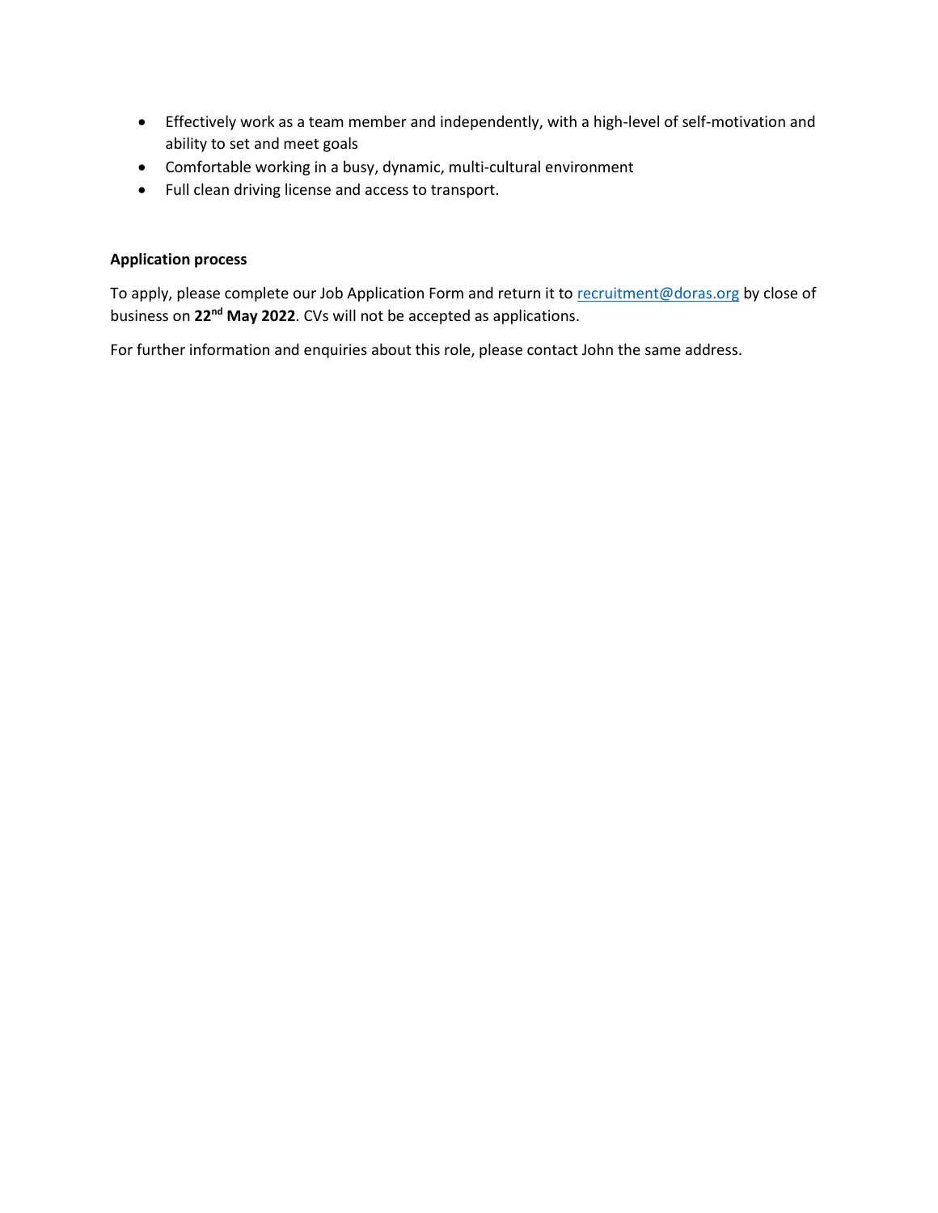- Effectively work as a team member and independently, with a high-level of self-motivation and ability to set and meet goals
- Comfortable working in a busy, dynamic, multi-cultural environment
- Full clean driving license and access to transport.

**Application process**

To apply, please complete our Job Application Form and return it to recruitment@doras.org by close of business on **22nd May 2022**. CVs will not be accepted as applications.

For further information and enquiries about this role, please contact John the same address.